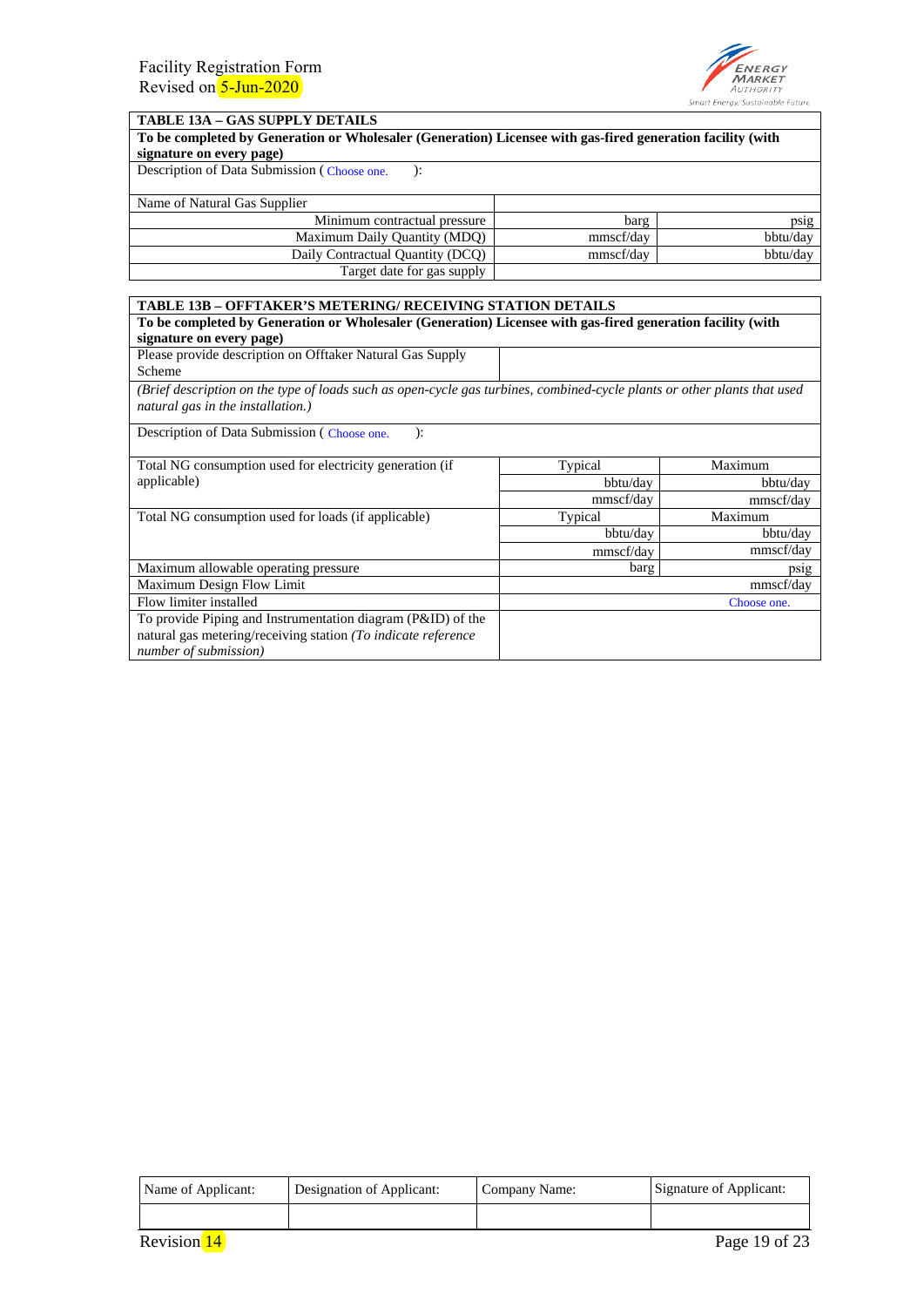## TABLE 13A – GAS SUPPLY DETAILS

**To be completed by Generation or Wholesaler (Generation) Licensee with gas-fired generation facility (with signature on every page)**

Description of Data Submission ( Choose one. ):

| | | |
|---|---|---|
| Name of Natural Gas Supplier | | |
| Minimum contractual pressure | barg | psig |
| Maximum Daily Quantity (MDQ) | mmscf/day | bbtu/day |
| Daily Contractual Quantity (DCQ) | mmscf/day | bbtu/day |
| Target date for gas supply | | |

## TABLE 13B – OFFTAKER'S METERING/ RECEIVING STATION DETAILS

**To be completed by Generation or Wholesaler (Generation) Licensee with gas-fired generation facility (with signature on every page)**

| | |
|---|---|
| Please provide description on Offtaker Natural Gas Supply Scheme | |

*(Brief description on the type of loads such as open-cycle gas turbines, combined-cycle plants or other plants that used natural gas in the installation.)*

Description of Data Submission ( Choose one. ):

| | | |
|---|---|---|
| Total NG consumption used for electricity generation (if applicable) | Typical | Maximum |
| | bbtu/day | bbtu/day |
| | mmscf/day | mmscf/day |
| Total NG consumption used for loads (if applicable) | Typical | Maximum |
| | bbtu/day | bbtu/day |
| | mmscf/day | mmscf/day |
| Maximum allowable operating pressure | barg | psig |
| Maximum Design Flow Limit | mmscf/day | |
| Flow limiter installed | Choose one. | |
| To provide Piping and Instrumentation diagram (P&ID) of the natural gas metering/receiving station *(To indicate reference number of submission)* | | |

| Name of Applicant: | Designation of Applicant: | Company Name: | Signature of Applicant: |
|---|---|---|---|
| | | | |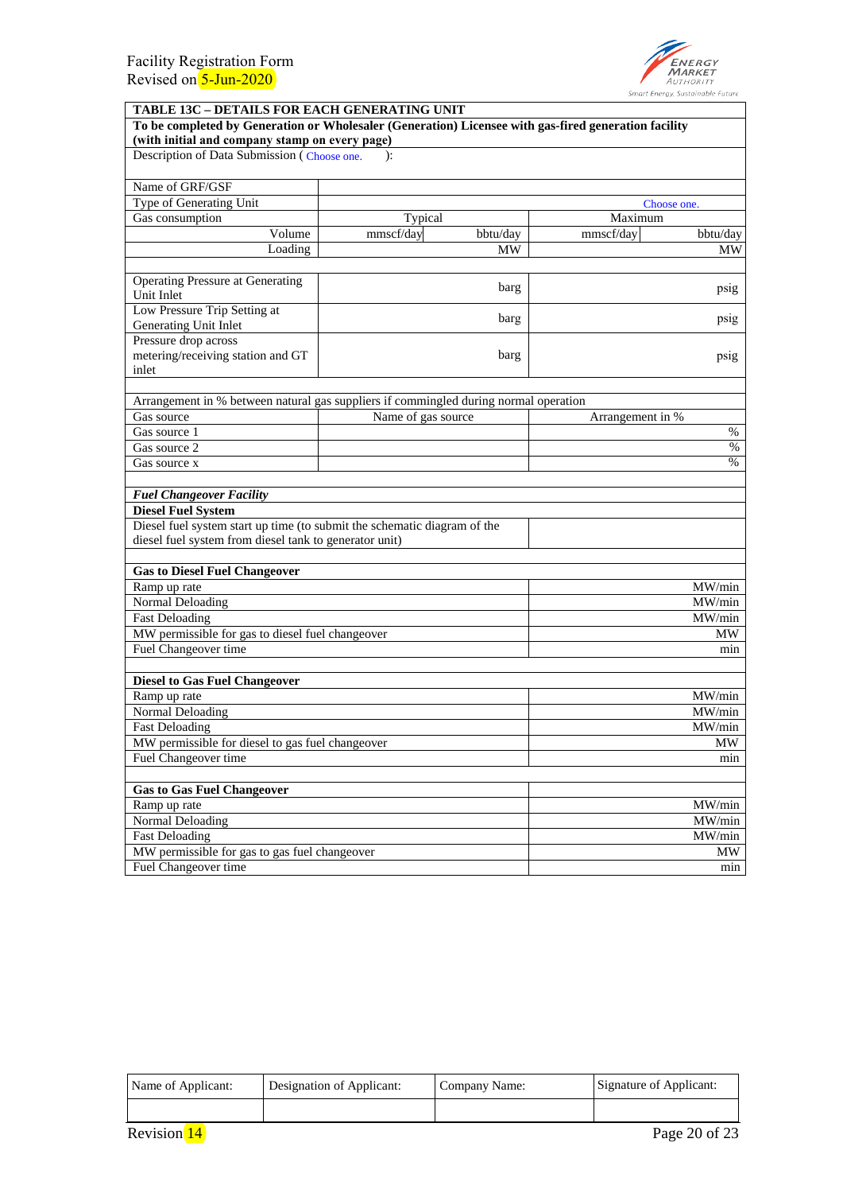Facility Registration Form
Revised on 5-Jun-2020

## TABLE 13C – DETAILS FOR EACH GENERATING UNIT

**To be completed by Generation or Wholesaler (Generation) Licensee with gas-fired generation facility (with initial and company stamp on every page)**

Description of Data Submission ( Choose one. ):

| | | | | |
|---|---|---|---|---|
| Name of GRF/GSF | | | | |
| Type of Generating Unit | | | Choose one. | |
| Gas consumption | Typical | | Maximum | |
| Volume | mmscf/day | bbtu/day | mmscf/day | bbtu/day |
| Loading | | MW | | MW |
| | | | | |
| Operating Pressure at Generating Unit Inlet | | barg | | psig |
| Low Pressure Trip Setting at Generating Unit Inlet | | barg | | psig |
| Pressure drop across metering/receiving station and GT inlet | | barg | | psig |

| | | |
|---|---|---|
| Arrangement in % between natural gas suppliers if commingled during normal operation | | |
| Gas source | Name of gas source | Arrangement in % |
| Gas source 1 | | % |
| Gas source 2 | | % |
| Gas source x | | % |

| | |
|---|---|
| ***Fuel Changeover Facility*** | |
| **Diesel Fuel System** | |
| Diesel fuel system start up time (to submit the schematic diagram of the diesel fuel system from diesel tank to generator unit) | |
| | |
| **Gas to Diesel Fuel Changeover** | |
| Ramp up rate | MW/min |
| Normal Deloading | MW/min |
| Fast Deloading | MW/min |
| MW permissible for gas to diesel fuel changeover | MW |
| Fuel Changeover time | min |
| | |
| **Diesel to Gas Fuel Changeover** | |
| Ramp up rate | MW/min |
| Normal Deloading | MW/min |
| Fast Deloading | MW/min |
| MW permissible for diesel to gas fuel changeover | MW |
| Fuel Changeover time | min |
| | |
| **Gas to Gas Fuel Changeover** | |
| Ramp up rate | MW/min |
| Normal Deloading | MW/min |
| Fast Deloading | MW/min |
| MW permissible for gas to gas fuel changeover | MW |
| Fuel Changeover time | min |

| Name of Applicant: | Designation of Applicant: | Company Name: | Signature of Applicant: |
|---|---|---|---|
| | | | |

Revision 14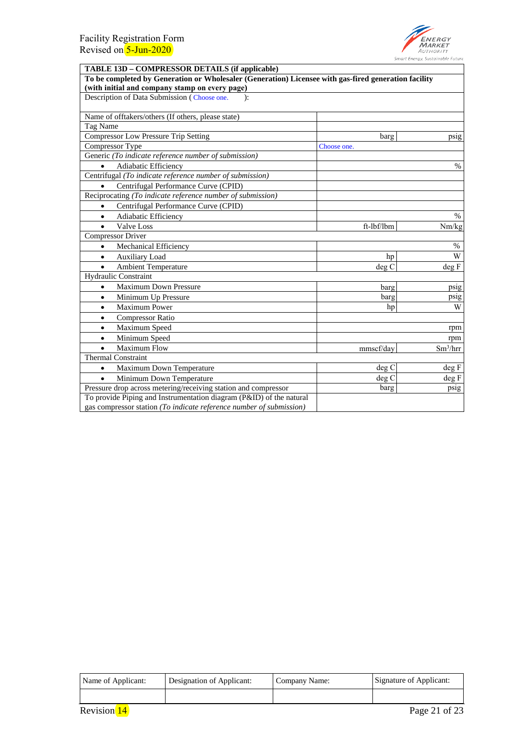| TABLE 13D – COMPRESSOR DETAILS (if applicable) | | |
|---|---|---|
| **To be completed by Generation or Wholesaler (Generation) Licensee with gas-fired generation facility (with initial and company stamp on every page)** | | |
| Description of Data Submission ( Choose one. ): | | |
| Name of offtakers/others (If others, please state) | | |
| Tag Name | | |
| Compressor Low Pressure Trip Setting | barg | psig |
| Compressor Type | Choose one. | |
| Generic *(To indicate reference number of submission)* | | |
| • Adiabatic Efficiency | | % |
| Centrifugal *(To indicate reference number of submission)* | | |
| • Centrifugal Performance Curve (CPID) | | |
| Reciprocating *(To indicate reference number of submission)* | | |
| • Centrifugal Performance Curve (CPID) | | |
| • Adiabatic Efficiency | | % |
| • Valve Loss | ft-lbf/lbm | Nm/kg |
| Compressor Driver | | |
| • Mechanical Efficiency | | % |
| • Auxiliary Load | hp | W |
| • Ambient Temperature | deg C | deg F |
| Hydraulic Constraint | | |
| • Maximum Down Pressure | barg | psig |
| • Minimum Up Pressure | barg | psig |
| • Maximum Power | hp | W |
| • Compressor Ratio | | |
| • Maximum Speed | | rpm |
| • Minimum Speed | | rpm |
| • Maximum Flow | mmscf/day | $Sm^3$/hrr |
| Thermal Constraint | | |
| • Maximum Down Temperature | deg C | deg F |
| • Minimum Down Temperature | deg C | deg F |
| Pressure drop across metering/receiving station and compressor | barg | psig |
| To provide Piping and Instrumentation diagram (P&ID) of the natural gas compressor station *(To indicate reference number of submission)* | | |

| Name of Applicant: | Designation of Applicant: | Company Name: | Signature of Applicant: |
|---|---|---|---|
| | | | |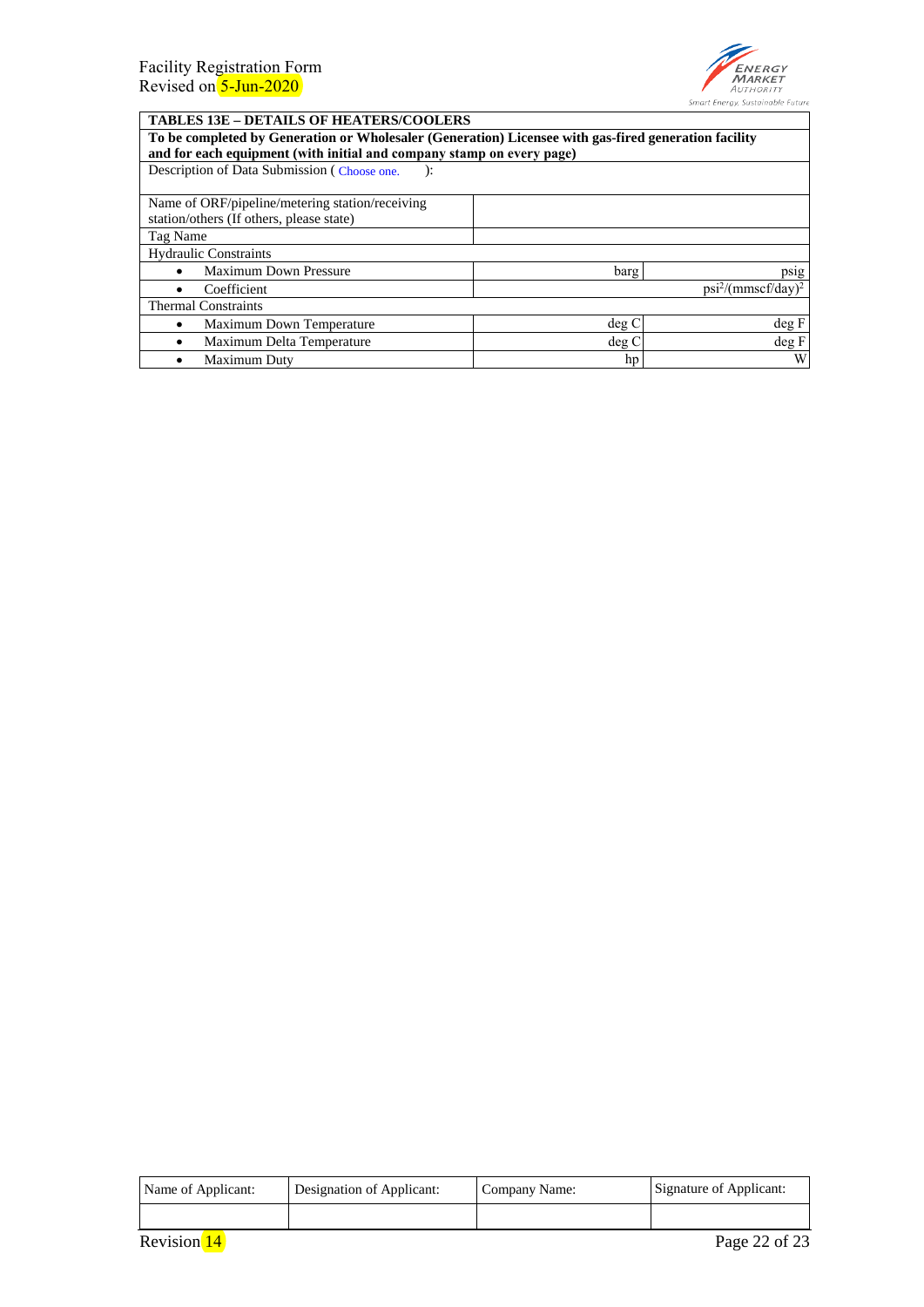| TABLES 13E – DETAILS OF HEATERS/COOLERS | | |
|---|---|---|
| **To be completed by Generation or Wholesaler (Generation) Licensee with gas-fired generation facility and for each equipment (with initial and company stamp on every page)** | | |
| Description of Data Submission ( Choose one. ): | | |
| Name of ORF/pipeline/metering station/receiving station/others (If others, please state) | | |
| Tag Name | | |
| Hydraulic Constraints | | |
| • Maximum Down Pressure | barg | psig |
| • Coefficient | | $psi^2/(mmscf/day)^2$ |
| Thermal Constraints | | |
| • Maximum Down Temperature | deg C | deg F |
| • Maximum Delta Temperature | deg C | deg F |
| • Maximum Duty | hp | W |

| Name of Applicant: | Designation of Applicant: | Company Name: | Signature of Applicant: |
|---|---|---|---|
| | | | |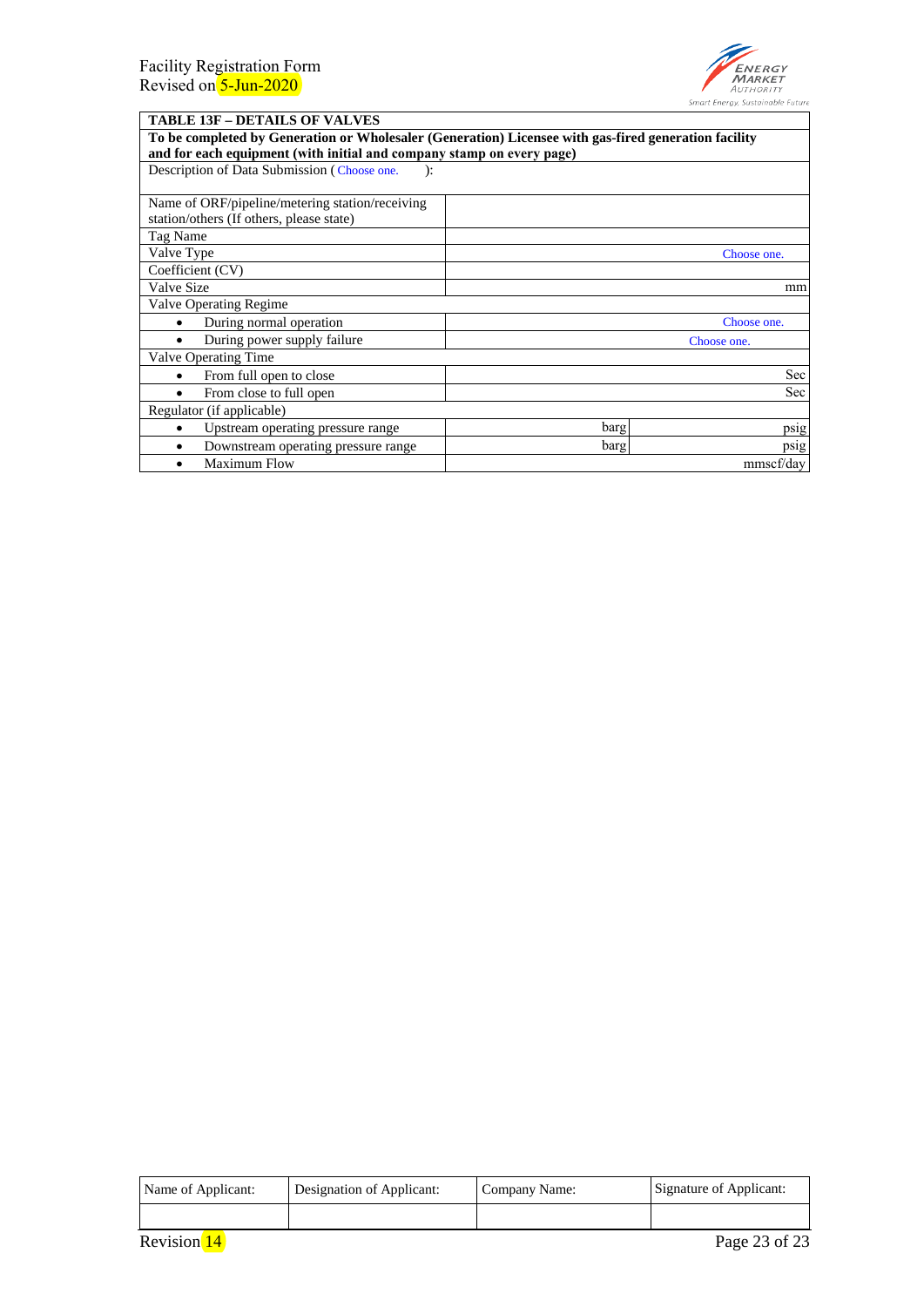| TABLE 13F – DETAILS OF VALVES | | |
|---|---|---|
| **To be completed by Generation or Wholesaler (Generation) Licensee with gas-fired generation facility and for each equipment (with initial and company stamp on every page)** | | |
| Description of Data Submission ( Choose one. ): | | |
| Name of ORF/pipeline/metering station/receiving station/others (If others, please state) | | |
| Tag Name | | |
| Valve Type | Choose one. | |
| Coefficient (CV) | | |
| Valve Size | mm | |
| Valve Operating Regime | | |
| • During normal operation | Choose one. | |
| • During power supply failure | Choose one. | |
| Valve Operating Time | | |
| • From full open to close | Sec | |
| • From close to full open | Sec | |
| Regulator (if applicable) | | |
| • Upstream operating pressure range | barg | psig |
| • Downstream operating pressure range | barg | psig |
| • Maximum Flow | mmscf/day | |

| Name of Applicant: | Designation of Applicant: | Company Name: | Signature of Applicant: |
|---|---|---|---|
| | | | |